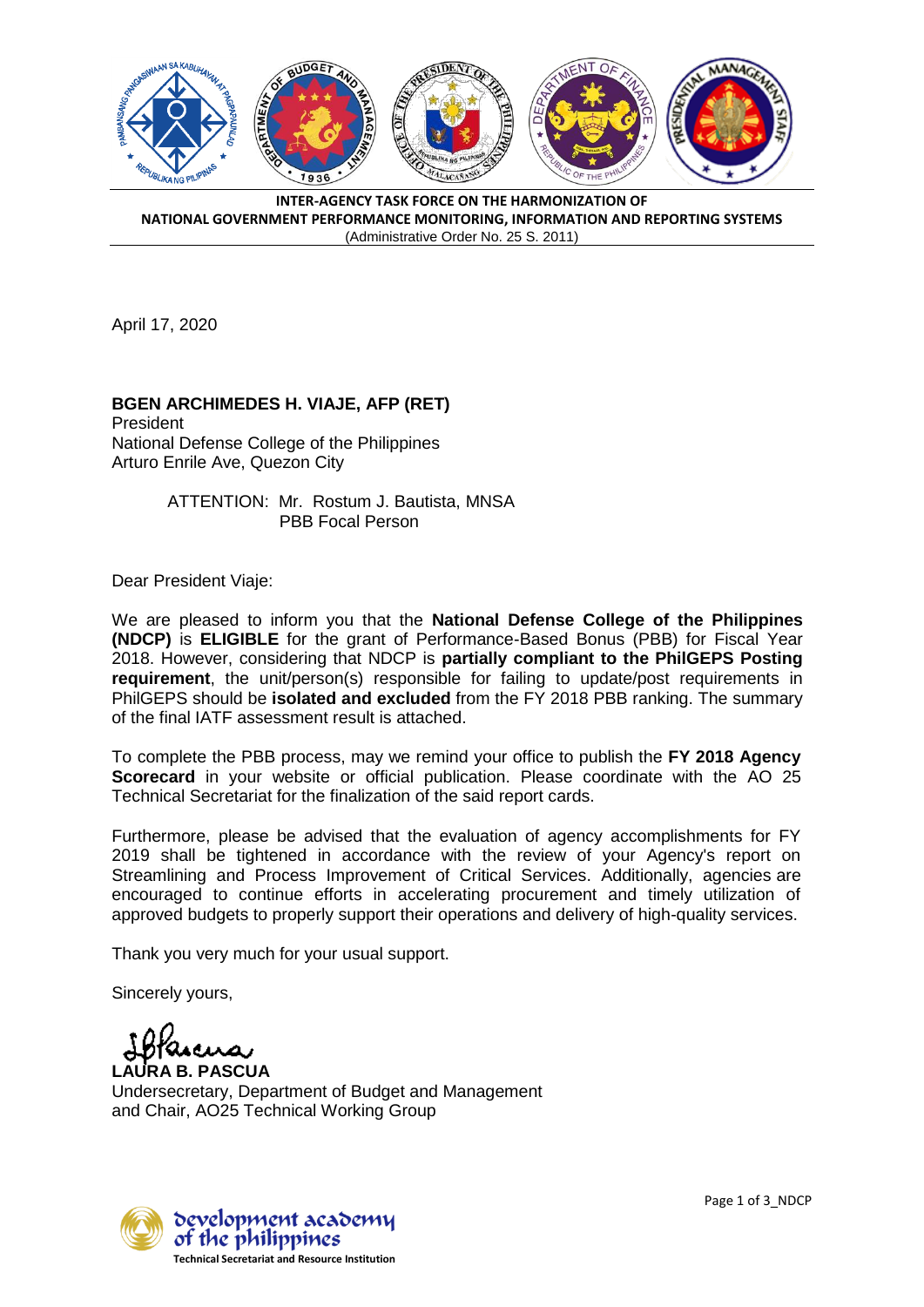**INTER-AGENCY TASK FORCE ON THE HARMONIZATION OF NATIONAL GOVERNMENT PERFORMANCE MONITORING, INFORMATION AND REPORTING SYSTEMS**
(Administrative Order No. 25 S. 2011)

April 17, 2020

**BGEN ARCHIMEDES H. VIAJE, AFP (RET)**
President
National Defense College of the Philippines
Arturo Enrile Ave, Quezon City

ATTENTION: Mr. Rostum J. Bautista, MNSA
PBB Focal Person

Dear President Viaje:

We are pleased to inform you that the **National Defense College of the Philippines (NDCP)** is **ELIGIBLE** for the grant of Performance-Based Bonus (PBB) for Fiscal Year 2018. However, considering that NDCP is **partially compliant to the PhilGEPS Posting requirement**, the unit/person(s) responsible for failing to update/post requirements in PhilGEPS should be **isolated and excluded** from the FY 2018 PBB ranking. The summary of the final IATF assessment result is attached.

To complete the PBB process, may we remind your office to publish the **FY 2018 Agency Scorecard** in your website or official publication. Please coordinate with the AO 25 Technical Secretariat for the finalization of the said report cards.

Furthermore, please be advised that the evaluation of agency accomplishments for FY 2019 shall be tightened in accordance with the review of your Agency's report on Streamlining and Process Improvement of Critical Services. Additionally, agencies are encouraged to continue efforts in accelerating procurement and timely utilization of approved budgets to properly support their operations and delivery of high-quality services.

Thank you very much for your usual support.

Sincerely yours,

**LAURA B. PASCUA**
Undersecretary, Department of Budget and Management
and Chair, AO25 Technical Working Group

development academy of the philippines
**Technical Secretariat and Resource Institution**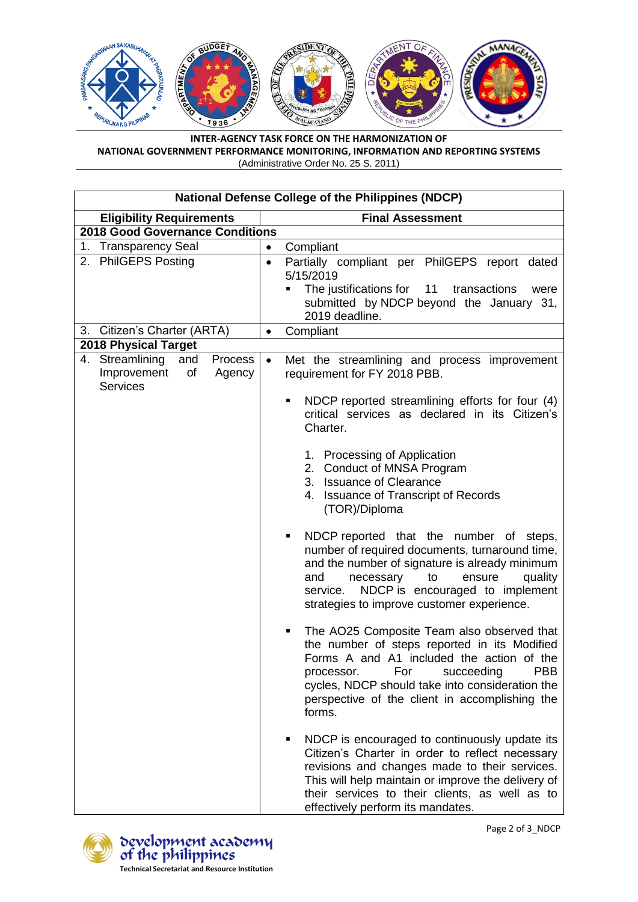**INTER-AGENCY TASK FORCE ON THE HARMONIZATION OF NATIONAL GOVERNMENT PERFORMANCE MONITORING, INFORMATION AND REPORTING SYSTEMS**
(Administrative Order No. 25 S. 2011)

| National Defense College of the Philippines (NDCP) | |
|---|---|
| **Eligibility Requirements** | **Final Assessment** |
| **2018 Good Governance Conditions** | |
| 1. Transparency Seal | • Compliant |
| 2. PhilGEPS Posting | • Partially compliant per PhilGEPS report dated 5/15/2019<br>▪ The justifications for 11 transactions were submitted by NDCP beyond the January 31, 2019 deadline. |
| 3. Citizen's Charter (ARTA) | • Compliant |
| **2018 Physical Target** | |
| 4. Streamlining and Process Improvement of Agency Services | • Met the streamlining and process improvement requirement for FY 2018 PBB.<br>▪ NDCP reported streamlining efforts for four (4) critical services as declared in its Citizen's Charter.<br>1. Processing of Application<br>2. Conduct of MNSA Program<br>3. Issuance of Clearance<br>4. Issuance of Transcript of Records (TOR)/Diploma<br>▪ NDCP reported that the number of steps, number of required documents, turnaround time, and the number of signature is already minimum and necessary to ensure quality service. NDCP is encouraged to implement strategies to improve customer experience.<br>▪ The AO25 Composite Team also observed that the number of steps reported in its Modified Forms A and A1 included the action of the processor. For succeeding PBB cycles, NDCP should take into consideration the perspective of the client in accomplishing the forms.<br>▪ NDCP is encouraged to continuously update its Citizen's Charter in order to reflect necessary revisions and changes made to their services. This will help maintain or improve the delivery of their services to their clients, as well as to effectively perform its mandates. |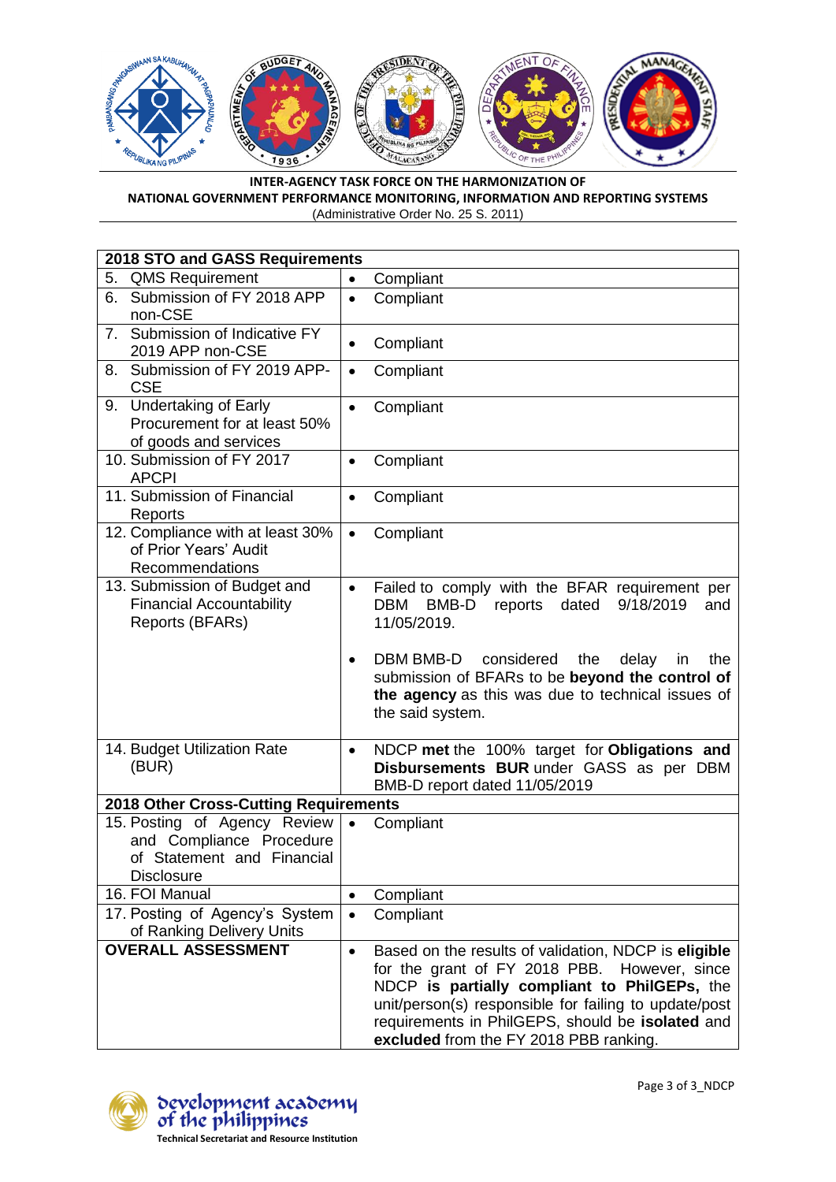INTER-AGENCY TASK FORCE ON THE HARMONIZATION OF
NATIONAL GOVERNMENT PERFORMANCE MONITORING, INFORMATION AND REPORTING SYSTEMS
(Administrative Order No. 25 S. 2011)

| | |
|---|---|
| **2018 STO and GASS Requirements** | |
| 5. QMS Requirement | • Compliant |
| 6. Submission of FY 2018 APP non-CSE | • Compliant |
| 7. Submission of Indicative FY 2019 APP non-CSE | • Compliant |
| 8. Submission of FY 2019 APP-CSE | • Compliant |
| 9. Undertaking of Early Procurement for at least 50% of goods and services | • Compliant |
| 10. Submission of FY 2017 APCPI | • Compliant |
| 11. Submission of Financial Reports | • Compliant |
| 12. Compliance with at least 30% of Prior Years' Audit Recommendations | • Compliant |
| 13. Submission of Budget and Financial Accountability Reports (BFARs) | • Failed to comply with the BFAR requirement per DBM BMB-D reports dated 9/18/2019 and 11/05/2019.<br><br>• DBM BMB-D considered the delay in the submission of BFARs to be **beyond the control of the agency** as this was due to technical issues of the said system. |
| 14. Budget Utilization Rate (BUR) | • NDCP **met** the 100% target for **Obligations and Disbursements BUR** under GASS as per DBM BMB-D report dated 11/05/2019 |
| **2018 Other Cross-Cutting Requirements** | |
| 15. Posting of Agency Review and Compliance Procedure of Statement and Financial Disclosure | • Compliant |
| 16. FOI Manual | • Compliant |
| 17. Posting of Agency's System of Ranking Delivery Units | • Compliant |
| **OVERALL ASSESSMENT** | • Based on the results of validation, NDCP is **eligible** for the grant of FY 2018 PBB. However, since NDCP **is partially compliant to PhilGEPs,** the unit/person(s) responsible for failing to update/post requirements in PhilGEPS, should be **isolated** and **excluded** from the FY 2018 PBB ranking. |

development academy of the philippines
Technical Secretariat and Resource Institution